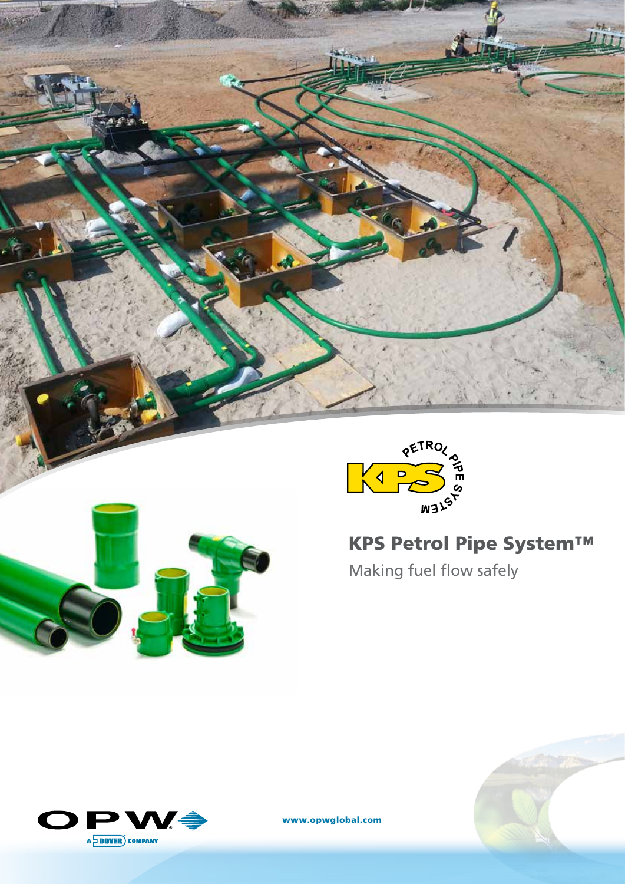# KPS Petrol Pipe System™

Making fuel flow safely

www.opwglobal.com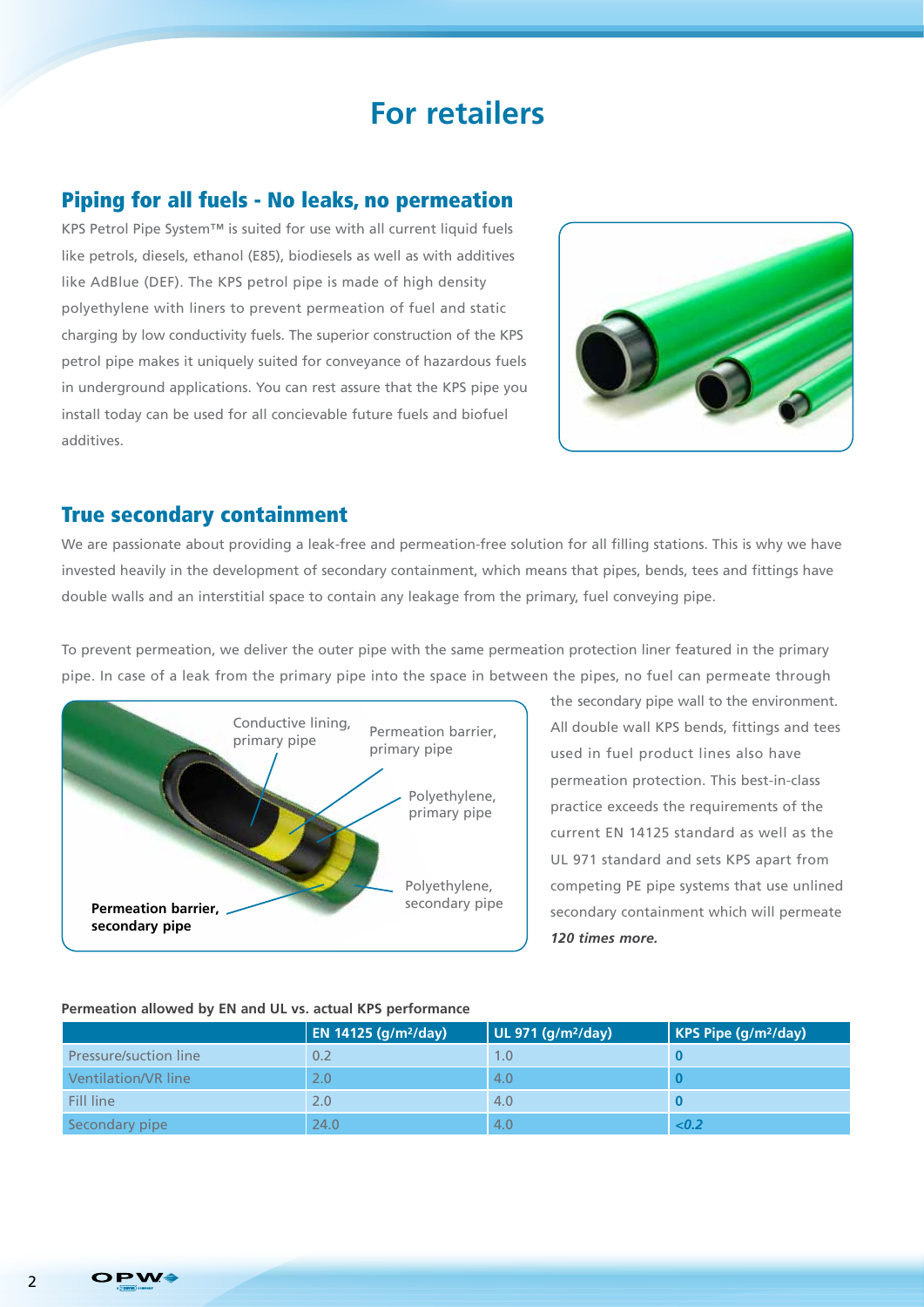# For retailers

## Piping for all fuels - No leaks, no permeation

KPS Petrol Pipe System™ is suited for use with all current liquid fuels like petrols, diesels, ethanol (E85), biodiesels as well as with additives like AdBlue (DEF). The KPS petrol pipe is made of high density polyethylene with liners to prevent permeation of fuel and static charging by low conductivity fuels. The superior construction of the KPS petrol pipe makes it uniquely suited for conveyance of hazardous fuels in underground applications. You can rest assure that the KPS pipe you install today can be used for all concievable future fuels and biofuel additives.

## True secondary containment

We are passionate about providing a leak-free and permeation-free solution for all filling stations. This is why we have invested heavily in the development of secondary containment, which means that pipes, bends, tees and fittings have double walls and an interstitial space to contain any leakage from the primary, fuel conveying pipe.

To prevent permeation, we deliver the outer pipe with the same permeation protection liner featured in the primary pipe. In case of a leak from the primary pipe into the space in between the pipes, no fuel can permeate through the secondary pipe wall to the environment. All double wall KPS bends, fittings and tees used in fuel product lines also have permeation protection. This best-in-class practice exceeds the requirements of the current EN 14125 standard as well as the UL 971 standard and sets KPS apart from competing PE pipe systems that use unlined secondary containment which will permeate ***120 times more.***

Conductive lining, primary pipe

Permeation barrier, primary pipe

Polyethylene, primary pipe

Polyethylene, secondary pipe

**Permeation barrier, secondary pipe**

**Permeation allowed by EN and UL vs. actual KPS performance**

| | EN 14125 (g/m²/day) | UL 971 (g/m²/day) | KPS Pipe (g/m²/day) |
|---|---|---|---|
| Pressure/suction line | 0.2 | 1.0 | **0** |
| Ventilation/VR line | 2.0 | 4.0 | **0** |
| Fill line | 2.0 | 4.0 | **0** |
| Secondary pipe | 24.0 | 4.0 | ***<0.2*** |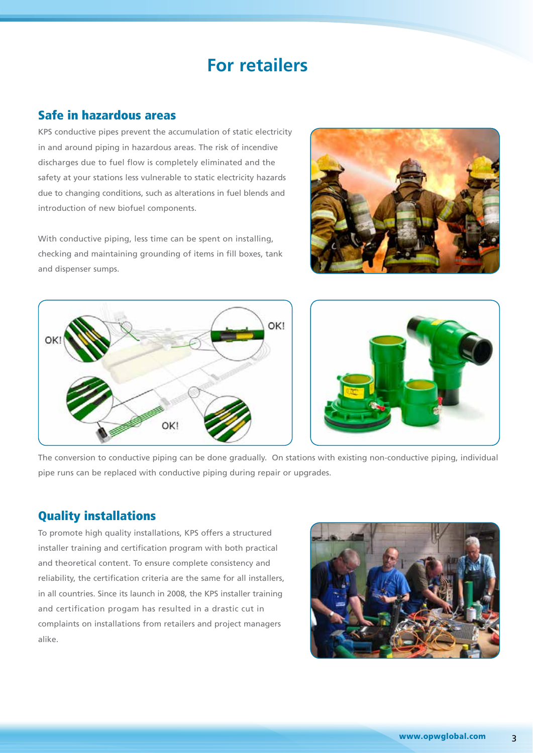# For retailers

## Safe in hazardous areas

KPS conductive pipes prevent the accumulation of static electricity in and around piping in hazardous areas. The risk of incendive discharges due to fuel flow is completely eliminated and the safety at your stations less vulnerable to static electricity hazards due to changing conditions, such as alterations in fuel blends and introduction of new biofuel components.

With conductive piping, less time can be spent on installing, checking and maintaining grounding of items in fill boxes, tank and dispenser sumps.

The conversion to conductive piping can be done gradually. On stations with existing non-conductive piping, individual pipe runs can be replaced with conductive piping during repair or upgrades.

## Quality installations

To promote high quality installations, KPS offers a structured installer training and certification program with both practical and theoretical content. To ensure complete consistency and reliability, the certification criteria are the same for all installers, in all countries. Since its launch in 2008, the KPS installer training and certification progam has resulted in a drastic cut in complaints on installations from retailers and project managers alike.

www.opwglobal.com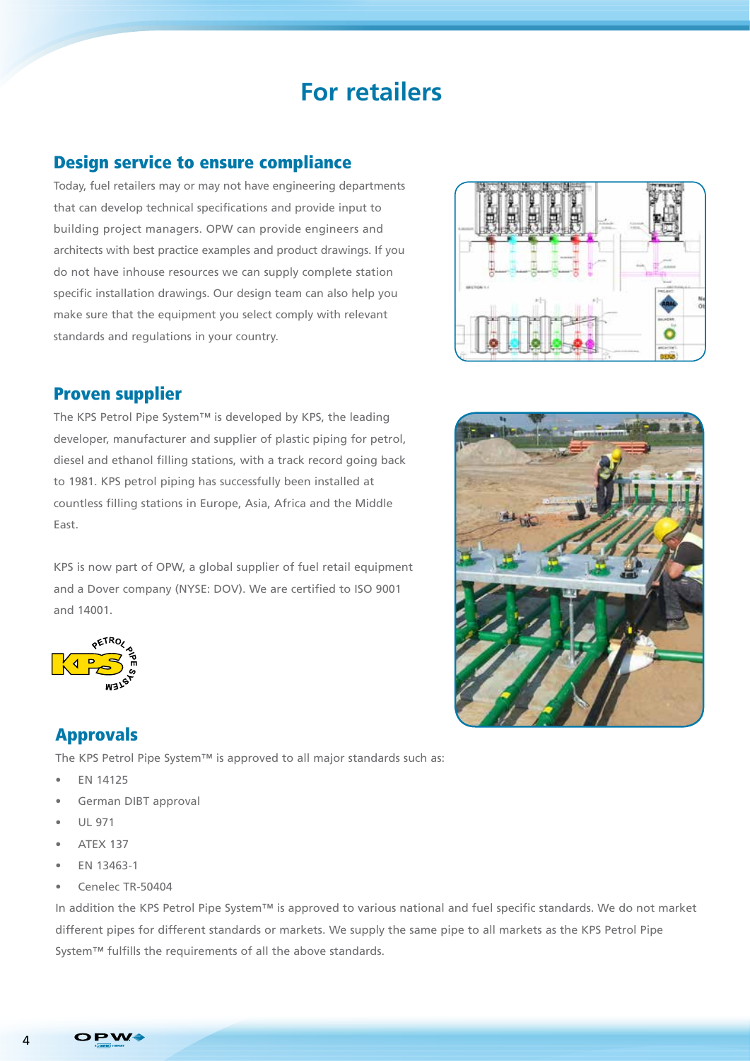# For retailers

## Design service to ensure compliance

Today, fuel retailers may or may not have engineering departments that can develop technical specifications and provide input to building project managers. OPW can provide engineers and architects with best practice examples and product drawings. If you do not have inhouse resources we can supply complete station specific installation drawings. Our design team can also help you make sure that the equipment you select comply with relevant standards and regulations in your country.

## Proven supplier

The KPS Petrol Pipe System™ is developed by KPS, the leading developer, manufacturer and supplier of plastic piping for petrol, diesel and ethanol filling stations, with a track record going back to 1981. KPS petrol piping has successfully been installed at countless filling stations in Europe, Asia, Africa and the Middle East.

KPS is now part of OPW, a global supplier of fuel retail equipment and a Dover company (NYSE: DOV). We are certified to ISO 9001 and 14001.

## Approvals

The KPS Petrol Pipe System™ is approved to all major standards such as:

- EN 14125
- German DIBT approval
- UL 971
- ATEX 137
- EN 13463-1
- Cenelec TR-50404

In addition the KPS Petrol Pipe System™ is approved to various national and fuel specific standards. We do not market different pipes for different standards or markets. We supply the same pipe to all markets as the KPS Petrol Pipe System™ fulfills the requirements of all the above standards.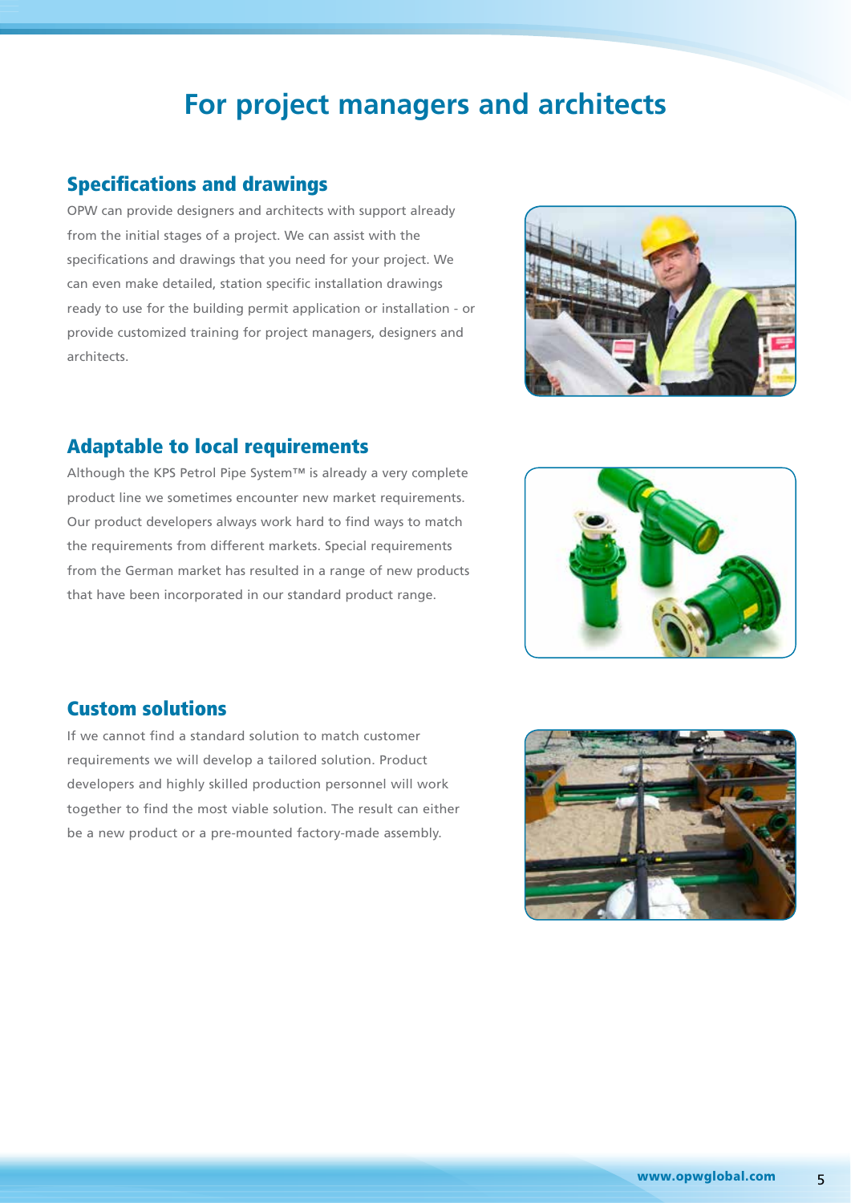# For project managers and architects

## Specifications and drawings

OPW can provide designers and architects with support already from the initial stages of a project. We can assist with the specifications and drawings that you need for your project. We can even make detailed, station specific installation drawings ready to use for the building permit application or installation - or provide customized training for project managers, designers and architects.

## Adaptable to local requirements

Although the KPS Petrol Pipe System™ is already a very complete product line we sometimes encounter new market requirements. Our product developers always work hard to find ways to match the requirements from different markets. Special requirements from the German market has resulted in a range of new products that have been incorporated in our standard product range.

## Custom solutions

If we cannot find a standard solution to match customer requirements we will develop a tailored solution. Product developers and highly skilled production personnel will work together to find the most viable solution. The result can either be a new product or a pre-mounted factory-made assembly.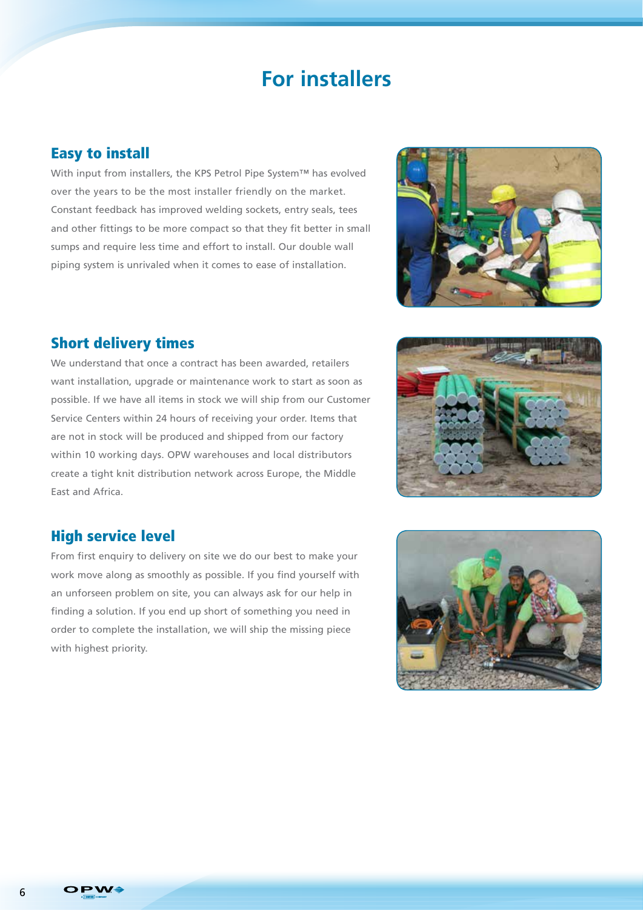# For installers

## Easy to install

With input from installers, the KPS Petrol Pipe System™ has evolved over the years to be the most installer friendly on the market. Constant feedback has improved welding sockets, entry seals, tees and other fittings to be more compact so that they fit better in small sumps and require less time and effort to install. Our double wall piping system is unrivaled when it comes to ease of installation.

## Short delivery times

We understand that once a contract has been awarded, retailers want installation, upgrade or maintenance work to start as soon as possible. If we have all items in stock we will ship from our Customer Service Centers within 24 hours of receiving your order. Items that are not in stock will be produced and shipped from our factory within 10 working days. OPW warehouses and local distributors create a tight knit distribution network across Europe, the Middle East and Africa.

## High service level

From first enquiry to delivery on site we do our best to make your work move along as smoothly as possible. If you find yourself with an unforseen problem on site, you can always ask for our help in finding a solution. If you end up short of something you need in order to complete the installation, we will ship the missing piece with highest priority.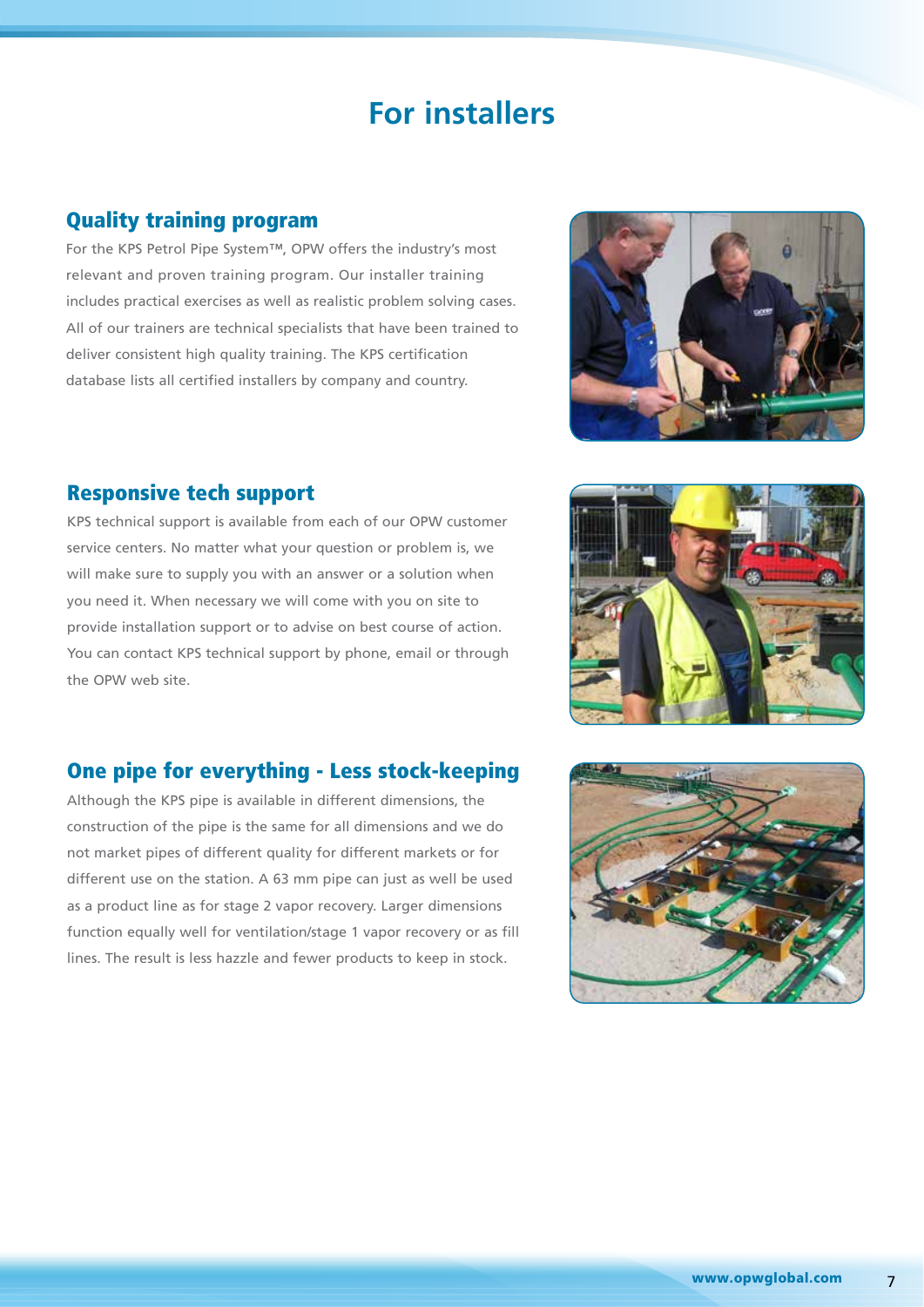# For installers

## Quality training program

For the KPS Petrol Pipe System™, OPW offers the industry's most relevant and proven training program. Our installer training includes practical exercises as well as realistic problem solving cases. All of our trainers are technical specialists that have been trained to deliver consistent high quality training. The KPS certification database lists all certified installers by company and country.

## Responsive tech support

KPS technical support is available from each of our OPW customer service centers. No matter what your question or problem is, we will make sure to supply you with an answer or a solution when you need it. When necessary we will come with you on site to provide installation support or to advise on best course of action. You can contact KPS technical support by phone, email or through the OPW web site.

## One pipe for everything - Less stock-keeping

Although the KPS pipe is available in different dimensions, the construction of the pipe is the same for all dimensions and we do not market pipes of different quality for different markets or for different use on the station. A 63 mm pipe can just as well be used as a product line as for stage 2 vapor recovery. Larger dimensions function equally well for ventilation/stage 1 vapor recovery or as fill lines. The result is less hazzle and fewer products to keep in stock.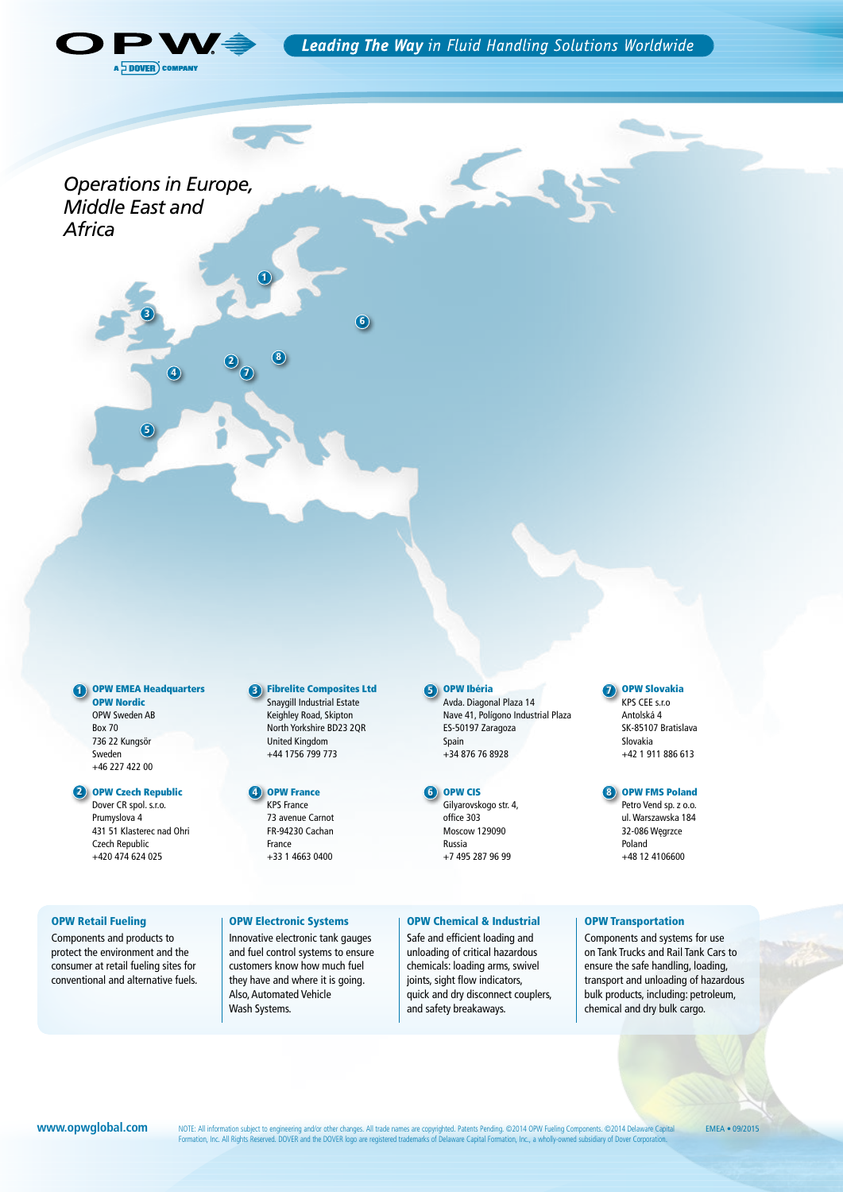OPW A DOVER COMPANY

*Leading The Way in Fluid Handling Solutions Worldwide*

# *Operations in Europe, Middle East and Africa*

1. **OPW EMEA Headquarters**
   **OPW Nordic**
   OPW Sweden AB
   Box 70
   736 22 Kungsör
   Sweden
   +46 227 422 00

2. **OPW Czech Republic**
   Dover CR spol. s.r.o.
   Prumyslova 4
   431 51 Klasterec nad Ohri
   Czech Republic
   +420 474 624 025

3. **Fibrelite Composites Ltd**
   Snaygill Industrial Estate
   Keighley Road, Skipton
   North Yorkshire BD23 2QR
   United Kingdom
   +44 1756 799 773

4. **OPW France**
   KPS France
   73 avenue Carnot
   FR-94230 Cachan
   France
   +33 1 4663 0400

5. **OPW Ibéria**
   Avda. Diagonal Plaza 14
   Nave 41, Polígono Industrial Plaza
   ES-50197 Zaragoza
   Spain
   +34 876 76 8928

6. **OPW CIS**
   Gilyarovskogo str. 4,
   office 303
   Moscow 129090
   Russia
   +7 495 287 96 99

7. **OPW Slovakia**
   KPS CEE s.r.o
   Antolská 4
   SK-85107 Bratislava
   Slovakia
   +42 1 911 886 613

8. **OPW FMS Poland**
   Petro Vend sp. z o.o.
   ul. Warszawska 184
   32-086 Węgrzce
   Poland
   +48 12 4106600

### OPW Retail Fueling

Components and products to protect the environment and the consumer at retail fueling sites for conventional and alternative fuels.

### OPW Electronic Systems

Innovative electronic tank gauges and fuel control systems to ensure customers know how much fuel they have and where it is going. Also, Automated Vehicle Wash Systems.

### OPW Chemical & Industrial

Safe and efficient loading and unloading of critical hazardous chemicals: loading arms, swivel joints, sight flow indicators, quick and dry disconnect couplers, and safety breakaways.

### OPW Transportation

Components and systems for use on Tank Trucks and Rail Tank Cars to ensure the safe handling, loading, transport and unloading of hazardous bulk products, including: petroleum, chemical and dry bulk cargo.

**www.opwglobal.com**

NOTE: All information subject to engineering and/or other changes. All trade names are copyrighted. Patents Pending. ©2014 OPW Fueling Components. ©2014 Delaware Capital Formation, Inc. All Rights Reserved. DOVER and the DOVER logo are registered trademarks of Delaware Capital Formation, Inc., a wholly-owned subsidiary of Dover Corporation.

EMEA • 09/2015